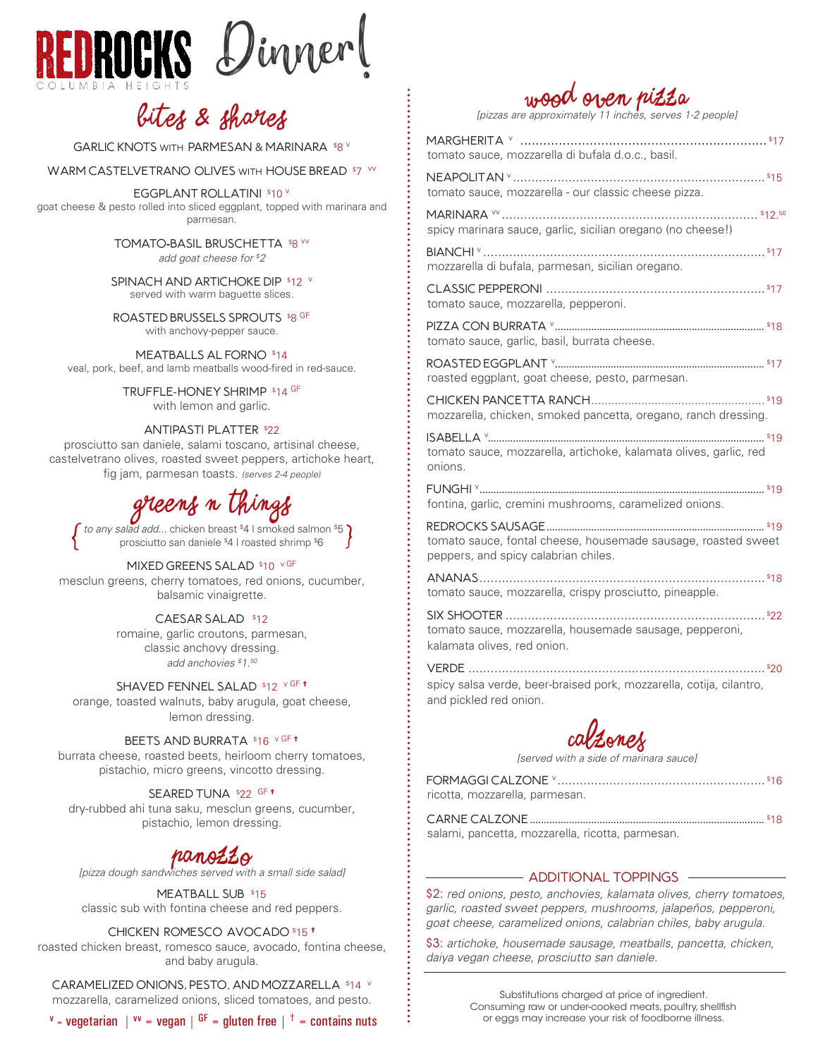# REDROCKS Dinner!

COLUMBIA HEIGHTS

## bites & shares

GARLIC KNOTS WITH PARMESAN & MARINARA $8 V

WARM CASTELVETRANO OLIVES WITH HOUSE BREAD $7 VV

EGGPLANT ROLLATINI $10 V
goat cheese & pesto rolled into sliced eggplant, topped with marinara and parmesan.

TOMATO-BASIL BRUSCHETTA $8 VV
*add goat cheese for $2*

SPINACH AND ARTICHOKE DIP $12 V
served with warm baguette slices.

ROASTED BRUSSELS SPROUTS $8 GF
with anchovy-pepper sauce.

MEATBALLS AL FORNO $14
veal, pork, beef, and lamb meatballs wood-fired in red-sauce.

TRUFFLE-HONEY SHRIMP $14 GF
with lemon and garlic.

ANTIPASTI PLATTER $22
prosciutto san daniele, salami toscano, artisinal cheese, castelvetrano olives, roasted sweet peppers, artichoke heart, fig jam, parmesan toasts. *(serves 2-4 people)*

## greens n things

{ *to any salad add...* chicken breast $4 | smoked salmon $5 | prosciutto san daniele $4 | roasted shrimp $6 }

MIXED GREENS SALAD $10 V GF
mesclun greens, cherry tomatoes, red onions, cucumber, balsamic vinaigrette.

CAESAR SALAD $12
romaine, garlic croutons, parmesan, classic anchovy dressing.
*add anchovies $1.50*

SHAVED FENNEL SALAD $12 V GF †
orange, toasted walnuts, baby arugula, goat cheese, lemon dressing.

BEETS AND BURRATA $16 V GF †
burrata cheese, roasted beets, heirloom cherry tomatoes, pistachio, micro greens, vincotto dressing.

SEARED TUNA $22 GF †
dry-rubbed ahi tuna saku, mesclun greens, cucumber, pistachio, lemon dressing.

## panozzo

*[pizza dough sandwiches served with a small side salad]*

MEATBALL SUB $15
classic sub with fontina cheese and red peppers.

CHICKEN ROMESCO AVOCADO $15 †
roasted chicken breast, romesco sauce, avocado, fontina cheese, and baby arugula.

CARAMELIZED ONIONS, PESTO, AND MOZZARELLA $14 V
mozzarella, caramelized onions, sliced tomatoes, and pesto.

V = vegetarian | VV = vegan | GF = gluten free | † = contains nuts

## wood oven pizza

*[pizzas are approximately 11 inches, serves 1-2 people]*

MARGHERITA V ........ $17
tomato sauce, mozzarella di bufala d.o.c., basil.

NEAPOLITAN V ........ $15
tomato sauce, mozzarella - our classic cheese pizza.

MARINARA VV ........ $12.50
spicy marinara sauce, garlic, sicilian oregano (no cheese!)

BIANCHI V ........ $17
mozzarella di bufala, parmesan, sicilian oregano.

CLASSIC PEPPERONI ........ $17
tomato sauce, mozzarella, pepperoni.

PIZZA CON BURRATA V ........ $18
tomato sauce, garlic, basil, burrata cheese.

ROASTED EGGPLANT V ........ $17
roasted eggplant, goat cheese, pesto, parmesan.

CHICKEN PANCETTA RANCH ........ $19
mozzarella, chicken, smoked pancetta, oregano, ranch dressing.

ISABELLA V ........ $19
tomato sauce, mozzarella, artichoke, kalamata olives, garlic, red onions.

FUNGHI V ........ $19
fontina, garlic, cremini mushrooms, caramelized onions.

REDROCKS SAUSAGE ........ $19
tomato sauce, fontal cheese, housemade sausage, roasted sweet peppers, and spicy calabrian chiles.

ANANAS ........ $18
tomato sauce, mozzarella, crispy prosciutto, pineapple.

SIX SHOOTER ........ $22
tomato sauce, mozzarella, housemade sausage, pepperoni, kalamata olives, red onion.

VERDE ........ $20
spicy salsa verde, beer-braised pork, mozzarella, cotija, cilantro, and pickled red onion.

## calzones

*[served with a side of marinara sauce]*

FORMAGGI CALZONE V ........ $16
ricotta, mozzarella, parmesan.

CARNE CALZONE ........ $18
salami, pancetta, mozzarella, ricotta, parmesan.

### ADDITIONAL TOPPINGS

$2: *red onions, pesto, anchovies, kalamata olives, cherry tomatoes, garlic, roasted sweet peppers, mushrooms, jalapeños, pepperoni, goat cheese, caramelized onions, calabrian chiles, baby arugula.*

$3: *artichoke, housemade sausage, meatballs, pancetta, chicken, daiya vegan cheese, prosciutto san daniele.*

Substitutions charged at price of ingredient.
Consuming raw or under-cooked meats, poultry, shellfish or eggs may increase your risk of foodborne illness.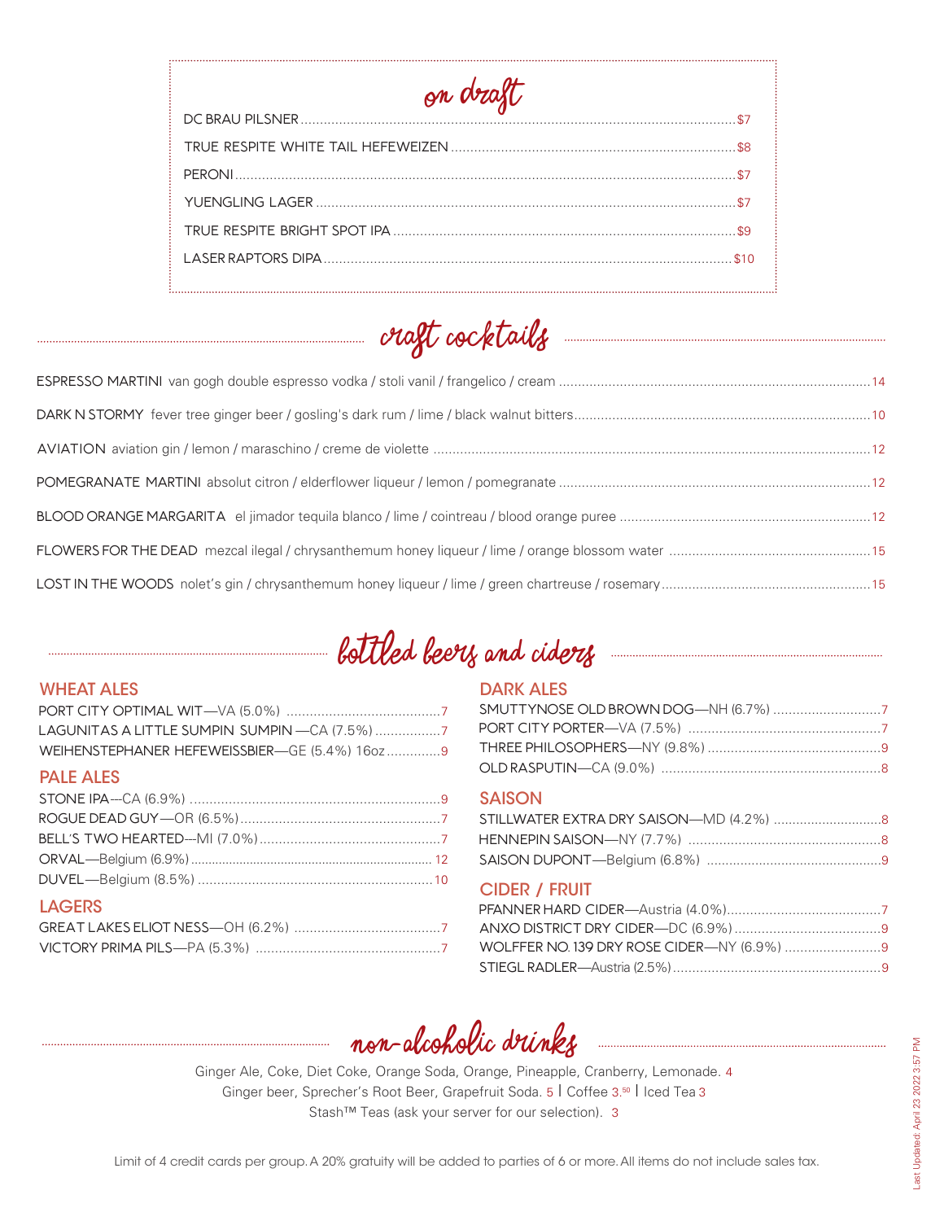## on draft

- DC BRAU PILSNER ........ $7
- TRUE RESPITE WHITE TAIL HEFEWEIZEN ........ $8
- PERONI ........ $7
- YUENGLING LAGER ........ $7
- TRUE RESPITE BRIGHT SPOT IPA ........ $9
- LASER RAPTORS DIPA ........ $10

## craft cocktails

- ESPRESSO MARTINI van gogh double espresso vodka / stoli vanil / frangelico / cream ........ 14
- DARK N STORMY fever tree ginger beer / gosling's dark rum / lime / black walnut bitters ........ 10
- AVIATION aviation gin / lemon / maraschino / creme de violette ........ 12
- POMEGRANATE MARTINI absolut citron / elderflower liqueur / lemon / pomegranate ........ 12
- BLOOD ORANGE MARGARITA el jimador tequila blanco / lime / cointreau / blood orange puree ........ 12
- FLOWERS FOR THE DEAD mezcal ilegal / chrysanthemum honey liqueur / lime / orange blossom water ........ 15
- LOST IN THE WOODS nolet's gin / chrysanthemum honey liqueur / lime / green chartreuse / rosemary ........ 15

## bottled beers and ciders

### WHEAT ALES

- PORT CITY OPTIMAL WIT—VA (5.0%) ........ 7
- LAGUNITAS A LITTLE SUMPIN SUMPIN —CA (7.5%) ........ 7
- WEIHENSTEPHANER HEFEWEISSBIER—GE (5.4%) 16oz ........ 9

### PALE ALES

- STONE IPA—CA (6.9%) ........ 9
- ROGUE DEAD GUY—OR (6.5%) ........ 7
- BELL'S TWO HEARTED—MI (7.0%) ........ 7
- ORVAL—Belgium (6.9%) ........ 12
- DUVEL—Belgium (8.5%) ........ 10

### LAGERS

- GREAT LAKES ELIOT NESS—OH (6.2%) ........ 7
- VICTORY PRIMA PILS—PA (5.3%) ........ 7

### DARK ALES

- SMUTTYNOSE OLD BROWN DOG—NH (6.7%) ........ 7
- PORT CITY PORTER—VA (7.5%) ........ 7
- THREE PHILOSOPHERS—NY (9.8%) ........ 9
- OLD RASPUTIN—CA (9.0%) ........ 8

### SAISON

- STILLWATER EXTRA DRY SAISON—MD (4.2%) ........ 8
- HENNEPIN SAISON—NY (7.7%) ........ 8
- SAISON DUPONT—Belgium (6.8%) ........ 9

### CIDER / FRUIT

- PFANNER HARD CIDER—Austria (4.0%) ........ 7
- ANXO DISTRICT DRY CIDER—DC (6.9%) ........ 9
- WOLFFER NO. 139 DRY ROSE CIDER—NY (6.9%) ........ 9
- STIEGL RADLER—Austria (2.5%) ........ 9

## non-alcoholic drinks

Ginger Ale, Coke, Diet Coke, Orange Soda, Orange, Pineapple, Cranberry, Lemonade. 4
Ginger beer, Sprecher's Root Beer, Grapefruit Soda. 5 | Coffee 3.50 | Iced Tea 3
Stash™ Teas (ask your server for our selection). 3

Limit of 4 credit cards per group. A 20% gratuity will be added to parties of 6 or more. All items do not include sales tax.

Last Updated: April 23 2022 3:57 PM